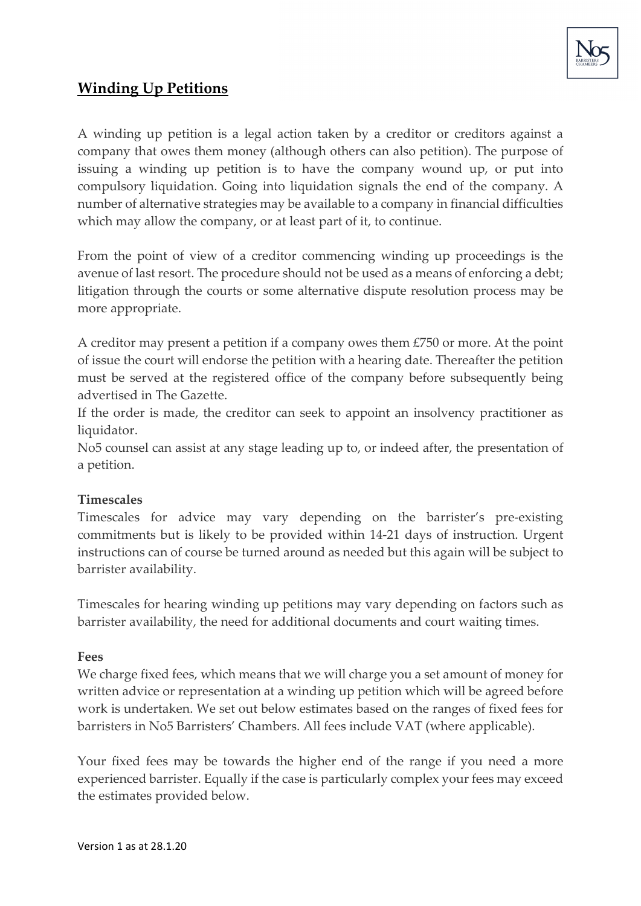## Winding Up Petitions

A winding up petition is a legal action taken by a creditor or creditors against a company that owes them money (although others can also petition). The purpose of issuing a winding up petition is to have the company wound up, or put into compulsory liquidation. Going into liquidation signals the end of the company. A number of alternative strategies may be available to a company in financial difficulties which may allow the company, or at least part of it, to continue.

From the point of view of a creditor commencing winding up proceedings is the avenue of last resort. The procedure should not be used as a means of enforcing a debt; litigation through the courts or some alternative dispute resolution process may be more appropriate.

A creditor may present a petition if a company owes them £750 or more. At the point of issue the court will endorse the petition with a hearing date. Thereafter the petition must be served at the registered office of the company before subsequently being advertised in The Gazette.
If the order is made, the creditor can seek to appoint an insolvency practitioner as liquidator.
No5 counsel can assist at any stage leading up to, or indeed after, the presentation of a petition.

**Timescales**
Timescales for advice may vary depending on the barrister's pre-existing commitments but is likely to be provided within 14-21 days of instruction. Urgent instructions can of course be turned around as needed but this again will be subject to barrister availability.

Timescales for hearing winding up petitions may vary depending on factors such as barrister availability, the need for additional documents and court waiting times.

**Fees**
We charge fixed fees, which means that we will charge you a set amount of money for written advice or representation at a winding up petition which will be agreed before work is undertaken. We set out below estimates based on the ranges of fixed fees for barristers in No5 Barristers' Chambers. All fees include VAT (where applicable).

Your fixed fees may be towards the higher end of the range if you need a more experienced barrister. Equally if the case is particularly complex your fees may exceed the estimates provided below.

Version 1 as at 28.1.20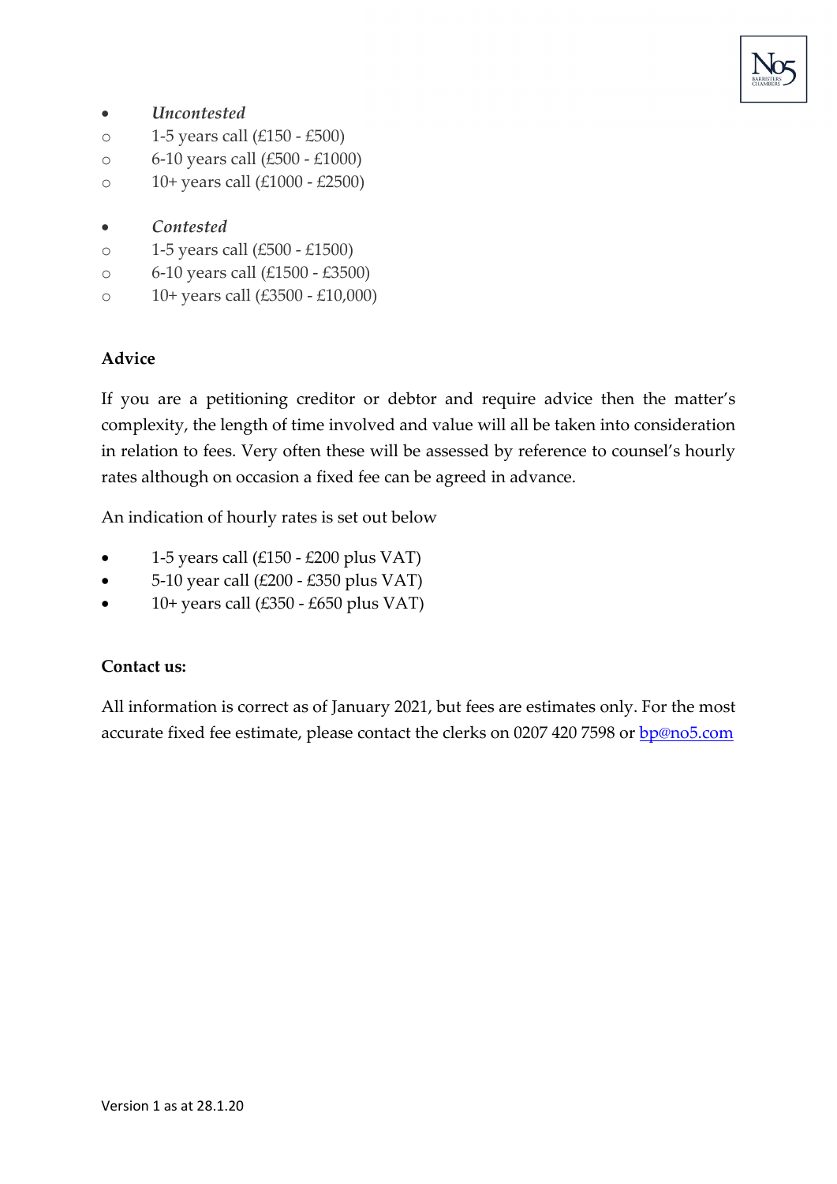- *Uncontested*
  - 1-5 years call (£150 - £500)
  - 6-10 years call (£500 - £1000)
  - 10+ years call (£1000 - £2500)

- *Contested*
  - 1-5 years call (£500 - £1500)
  - 6-10 years call (£1500 - £3500)
  - 10+ years call (£3500 - £10,000)

**Advice**

If you are a petitioning creditor or debtor and require advice then the matter's complexity, the length of time involved and value will all be taken into consideration in relation to fees. Very often these will be assessed by reference to counsel's hourly rates although on occasion a fixed fee can be agreed in advance.

An indication of hourly rates is set out below

- 1-5 years call (£150 - £200 plus VAT)
- 5-10 year call (£200 - £350 plus VAT)
- 10+ years call (£350 - £650 plus VAT)

**Contact us:**

All information is correct as of January 2021, but fees are estimates only. For the most accurate fixed fee estimate, please contact the clerks on 0207 420 7598 or bp@no5.com

Version 1 as at 28.1.20